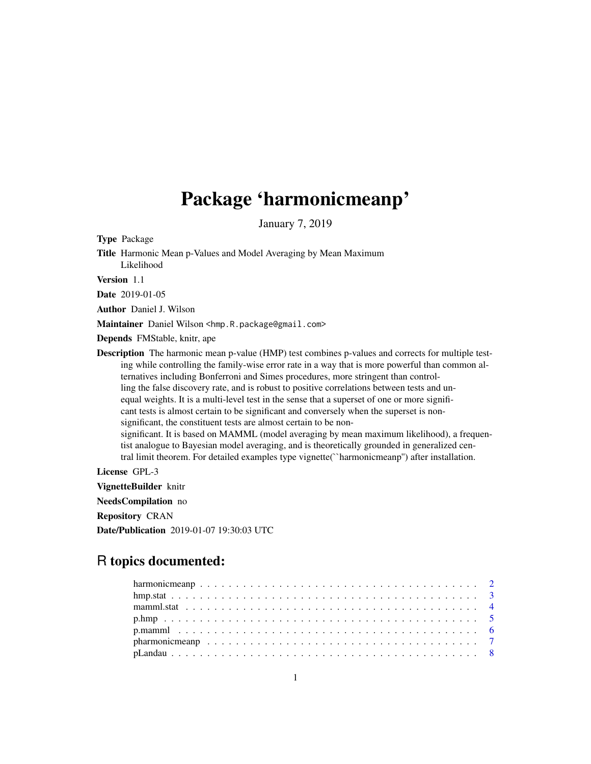# Package 'harmonicmeanp'

January 7, 2019

**Type** Package

**Title** Harmonic Mean p-Values and Model Averaging by Mean Maximum Likelihood

**Version** 1.1

**Date** 2019-01-05

**Author** Daniel J. Wilson

**Maintainer** Daniel Wilson <hmp.R.package@gmail.com>

**Depends** FMStable, knitr, ape

**Description** The harmonic mean p-value (HMP) test combines p-values and corrects for multiple testing while controlling the family-wise error rate in a way that is more powerful than common alternatives including Bonferroni and Simes procedures, more stringent than controlling the false discovery rate, and is robust to positive correlations between tests and unequal weights. It is a multi-level test in the sense that a superset of one or more significant tests is almost certain to be significant and conversely when the superset is non-significant, the constituent tests are almost certain to be non-significant. It is based on MAMML (model averaging by mean maximum likelihood), a frequentist analogue to Bayesian model averaging, and is theoretically grounded in generalized central limit theorem. For detailed examples type vignette(``harmonicmeanp'') after installation.

**License** GPL-3

**VignetteBuilder** knitr

**NeedsCompilation** no

**Repository** CRAN

**Date/Publication** 2019-01-07 19:30:03 UTC

## R topics documented:

harmonicmeanp . . . . . . . . . . . . . . . . . . . . . . . . . . . . . . . . . . . . . . . . 2
hmp.stat . . . . . . . . . . . . . . . . . . . . . . . . . . . . . . . . . . . . . . . . . . . . 3
mamml.stat . . . . . . . . . . . . . . . . . . . . . . . . . . . . . . . . . . . . . . . . . . 4
p.hmp . . . . . . . . . . . . . . . . . . . . . . . . . . . . . . . . . . . . . . . . . . . . . 5
p.mamml . . . . . . . . . . . . . . . . . . . . . . . . . . . . . . . . . . . . . . . . . . . 6
pharmonicmeanp . . . . . . . . . . . . . . . . . . . . . . . . . . . . . . . . . . . . . . . 7
pLandau . . . . . . . . . . . . . . . . . . . . . . . . . . . . . . . . . . . . . . . . . . . 8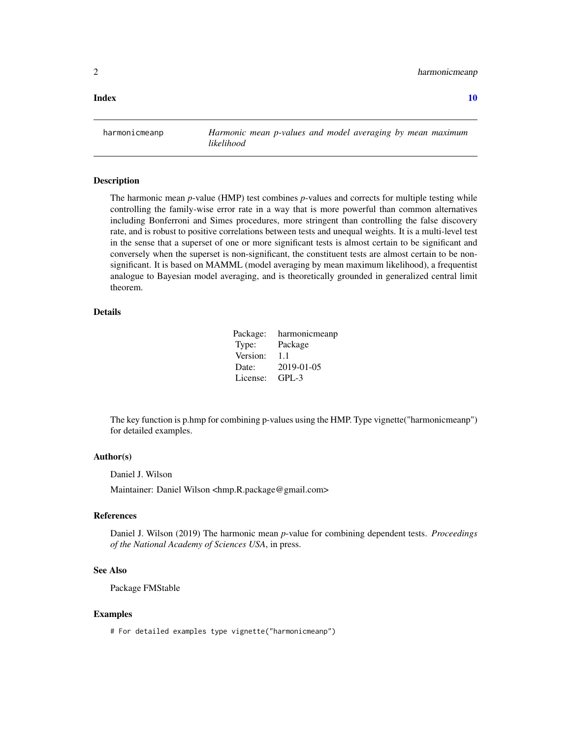**Index** **10**

---

`harmonicmeanp` *Harmonic mean p-values and model averaging by mean maximum likelihood*

---

### Description

The harmonic mean *p*-value (HMP) test combines *p*-values and corrects for multiple testing while controlling the family-wise error rate in a way that is more powerful than common alternatives including Bonferroni and Simes procedures, more stringent than controlling the false discovery rate, and is robust to positive correlations between tests and unequal weights. It is a multi-level test in the sense that a superset of one or more significant tests is almost certain to be significant and conversely when the superset is non-significant, the constituent tests are almost certain to be non-significant. It is based on MAMML (model averaging by mean maximum likelihood), a frequentist analogue to Bayesian model averaging, and is theoretically grounded in generalized central limit theorem.

### Details

| | |
|---|---|
| Package: | harmonicmeanp |
| Type: | Package |
| Version: | 1.1 |
| Date: | 2019-01-05 |
| License: | GPL-3 |

The key function is p.hmp for combining p-values using the HMP. Type vignette("harmonicmeanp") for detailed examples.

### Author(s)

Daniel J. Wilson

Maintainer: Daniel Wilson <hmp.R.package@gmail.com>

### References

Daniel J. Wilson (2019) The harmonic mean *p*-value for combining dependent tests. *Proceedings of the National Academy of Sciences USA*, in press.

### See Also

Package FMStable

### Examples

```
# For detailed examples type vignette("harmonicmeanp")
```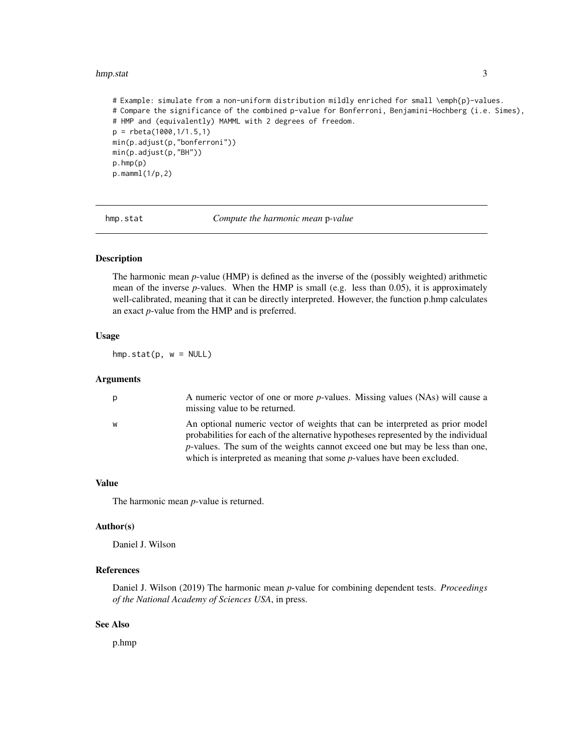```
# Example: simulate from a non-uniform distribution mildly enriched for small \emph{p}-values.
# Compare the significance of the combined p-value for Bonferroni, Benjamini-Hochberg (i.e. Simes),
# HMP and (equivalently) MAMML with 2 degrees of freedom.
p = rbeta(1000,1/1.5,1)
min(p.adjust(p,"bonferroni"))
min(p.adjust(p,"BH"))
p.hmp(p)
p.mamml(1/p,2)
```

---

## hmp.stat — *Compute the harmonic mean* p*-value*

---

### Description

The harmonic mean *p*-value (HMP) is defined as the inverse of the (possibly weighted) arithmetic mean of the inverse *p*-values. When the HMP is small (e.g. less than 0.05), it is approximately well-calibrated, meaning that it can be directly interpreted. However, the function p.hmp calculates an exact *p*-value from the HMP and is preferred.

### Usage

```
hmp.stat(p, w = NULL)
```

### Arguments

| | |
|---|---|
| p | A numeric vector of one or more *p*-values. Missing values (NAs) will cause a missing value to be returned. |
| w | An optional numeric vector of weights that can be interpreted as prior model probabilities for each of the alternative hypotheses represented by the individual *p*-values. The sum of the weights cannot exceed one but may be less than one, which is interpreted as meaning that some *p*-values have been excluded. |

### Value

The harmonic mean *p*-value is returned.

### Author(s)

Daniel J. Wilson

### References

Daniel J. Wilson (2019) The harmonic mean *p*-value for combining dependent tests. *Proceedings of the National Academy of Sciences USA*, in press.

### See Also

p.hmp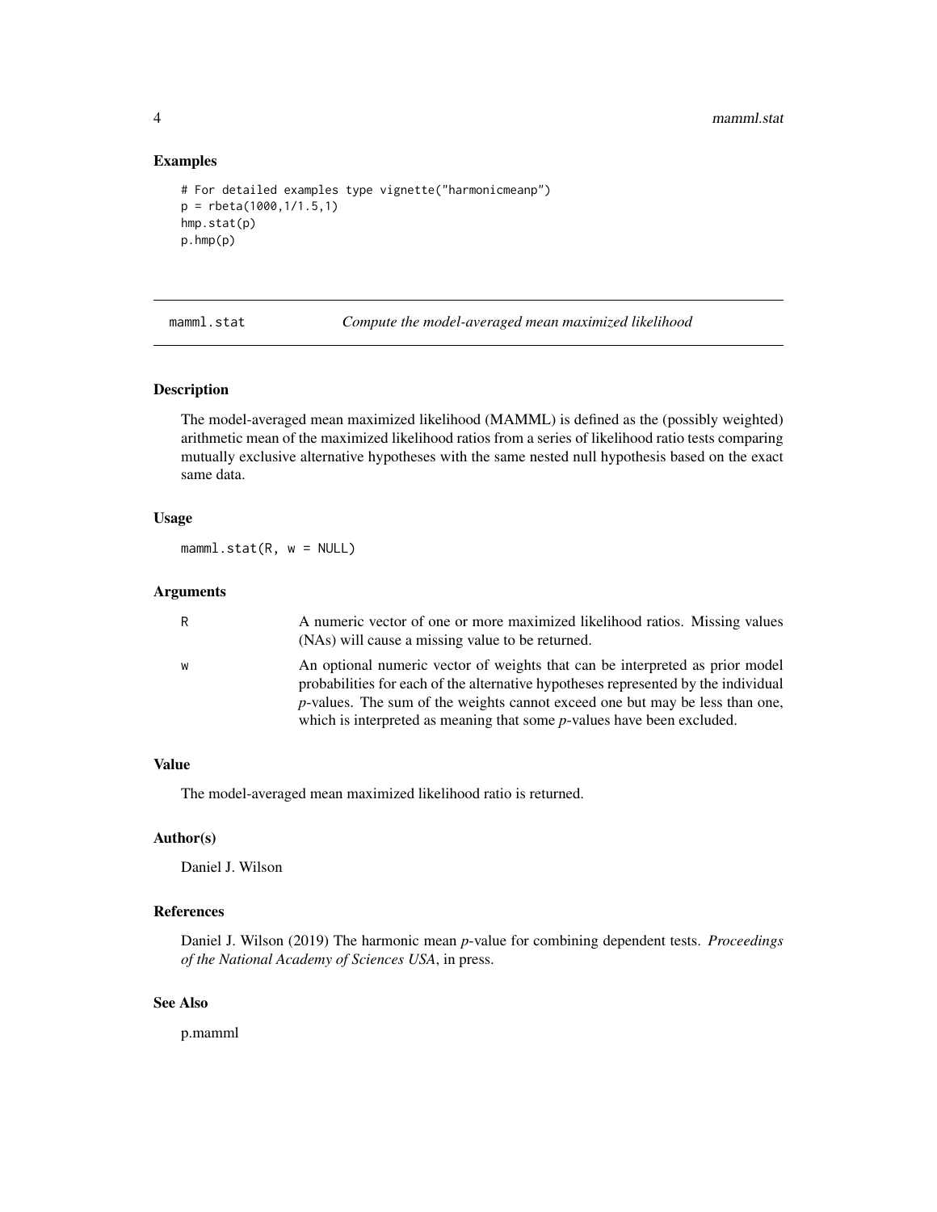## Examples

```
# For detailed examples type vignette("harmonicmeanp")
p = rbeta(1000,1/1.5,1)
hmp.stat(p)
p.hmp(p)
```

---

## mamml.stat — *Compute the model-averaged mean maximized likelihood*

---

### Description

The model-averaged mean maximized likelihood (MAMML) is defined as the (possibly weighted) arithmetic mean of the maximized likelihood ratios from a series of likelihood ratio tests comparing mutually exclusive alternative hypotheses with the same nested null hypothesis based on the exact same data.

### Usage

```
mamml.stat(R, w = NULL)
```

### Arguments

| | |
|---|---|
| R | A numeric vector of one or more maximized likelihood ratios. Missing values (NAs) will cause a missing value to be returned. |
| w | An optional numeric vector of weights that can be interpreted as prior model probabilities for each of the alternative hypotheses represented by the individual *p*-values. The sum of the weights cannot exceed one but may be less than one, which is interpreted as meaning that some *p*-values have been excluded. |

### Value

The model-averaged mean maximized likelihood ratio is returned.

### Author(s)

Daniel J. Wilson

### References

Daniel J. Wilson (2019) The harmonic mean *p*-value for combining dependent tests. *Proceedings of the National Academy of Sciences USA*, in press.

### See Also

p.mamml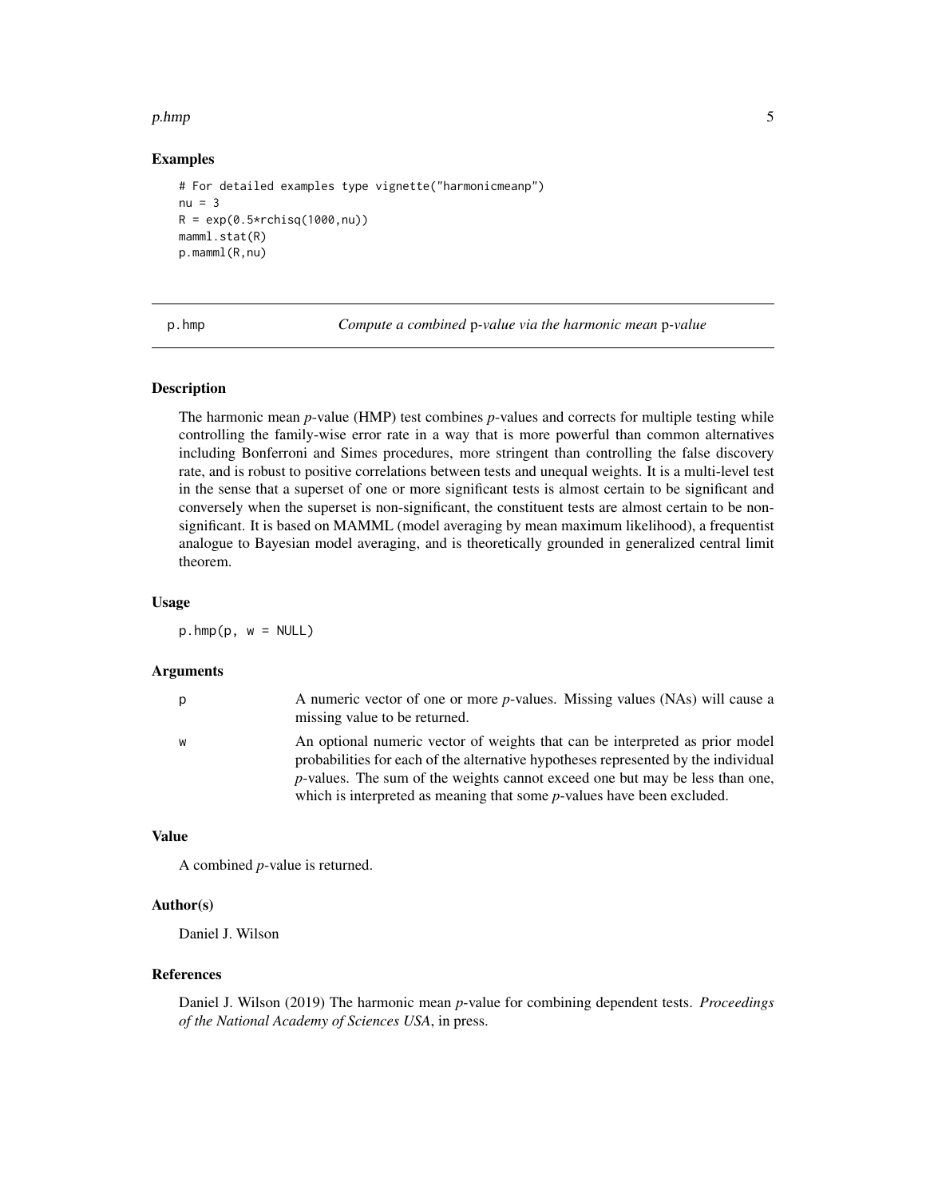### Examples

```
# For detailed examples type vignette("harmonicmeanp")
nu = 3
R = exp(0.5*rchisq(1000,nu))
mamml.stat(R)
p.mamml(R,nu)
```

---

## p.hmp — *Compute a combined* p*-value via the harmonic mean* p*-value*

### Description

The harmonic mean *p*-value (HMP) test combines *p*-values and corrects for multiple testing while controlling the family-wise error rate in a way that is more powerful than common alternatives including Bonferroni and Simes procedures, more stringent than controlling the false discovery rate, and is robust to positive correlations between tests and unequal weights. It is a multi-level test in the sense that a superset of one or more significant tests is almost certain to be significant and conversely when the superset is non-significant, the constituent tests are almost certain to be non-significant. It is based on MAMML (model averaging by mean maximum likelihood), a frequentist analogue to Bayesian model averaging, and is theoretically grounded in generalized central limit theorem.

### Usage

```
p.hmp(p, w = NULL)
```

### Arguments

| | |
|---|---|
| p | A numeric vector of one or more *p*-values. Missing values (NAs) will cause a missing value to be returned. |
| w | An optional numeric vector of weights that can be interpreted as prior model probabilities for each of the alternative hypotheses represented by the individual *p*-values. The sum of the weights cannot exceed one but may be less than one, which is interpreted as meaning that some *p*-values have been excluded. |

### Value

A combined *p*-value is returned.

### Author(s)

Daniel J. Wilson

### References

Daniel J. Wilson (2019) The harmonic mean *p*-value for combining dependent tests. *Proceedings of the National Academy of Sciences USA*, in press.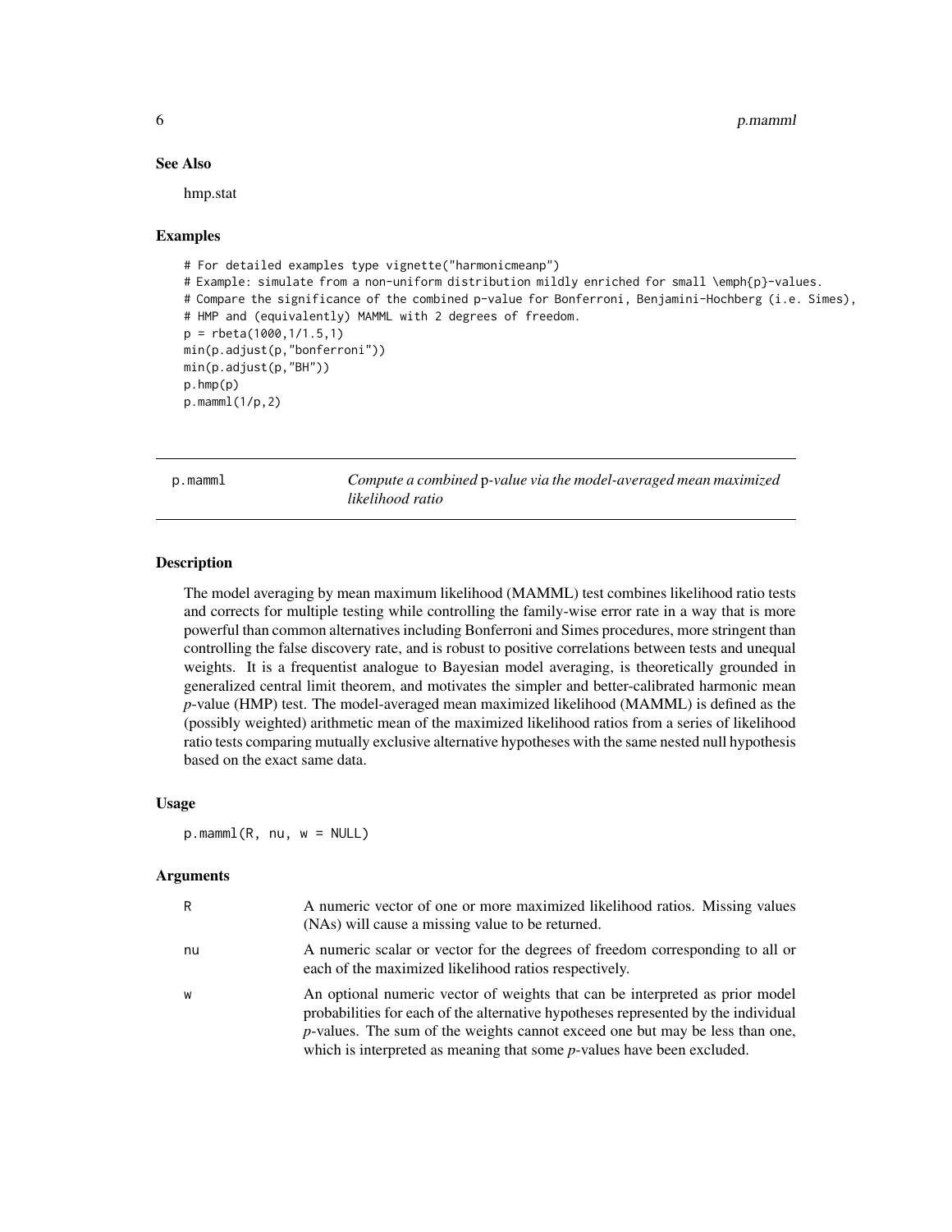## See Also

hmp.stat

## Examples

```
# For detailed examples type vignette("harmonicmeanp")
# Example: simulate from a non-uniform distribution mildly enriched for small \emph{p}-values.
# Compare the significance of the combined p-value for Bonferroni, Benjamini-Hochberg (i.e. Simes),
# HMP and (equivalently) MAMML with 2 degrees of freedom.
p = rbeta(1000,1/1.5,1)
min(p.adjust(p,"bonferroni"))
min(p.adjust(p,"BH"))
p.hmp(p)
p.mamml(1/p,2)
```

---

# p.mamml — *Compute a combined* p*-value via the model-averaged mean maximized likelihood ratio*

## Description

The model averaging by mean maximum likelihood (MAMML) test combines likelihood ratio tests and corrects for multiple testing while controlling the family-wise error rate in a way that is more powerful than common alternatives including Bonferroni and Simes procedures, more stringent than controlling the false discovery rate, and is robust to positive correlations between tests and unequal weights. It is a frequentist analogue to Bayesian model averaging, is theoretically grounded in generalized central limit theorem, and motivates the simpler and better-calibrated harmonic mean *p*-value (HMP) test. The model-averaged mean maximized likelihood (MAMML) is defined as the (possibly weighted) arithmetic mean of the maximized likelihood ratios from a series of likelihood ratio tests comparing mutually exclusive alternative hypotheses with the same nested null hypothesis based on the exact same data.

## Usage

```
p.mamml(R, nu, w = NULL)
```

## Arguments

| | |
|---|---|
| R | A numeric vector of one or more maximized likelihood ratios. Missing values (NAs) will cause a missing value to be returned. |
| nu | A numeric scalar or vector for the degrees of freedom corresponding to all or each of the maximized likelihood ratios respectively. |
| w | An optional numeric vector of weights that can be interpreted as prior model probabilities for each of the alternative hypotheses represented by the individual *p*-values. The sum of the weights cannot exceed one but may be less than one, which is interpreted as meaning that some *p*-values have been excluded. |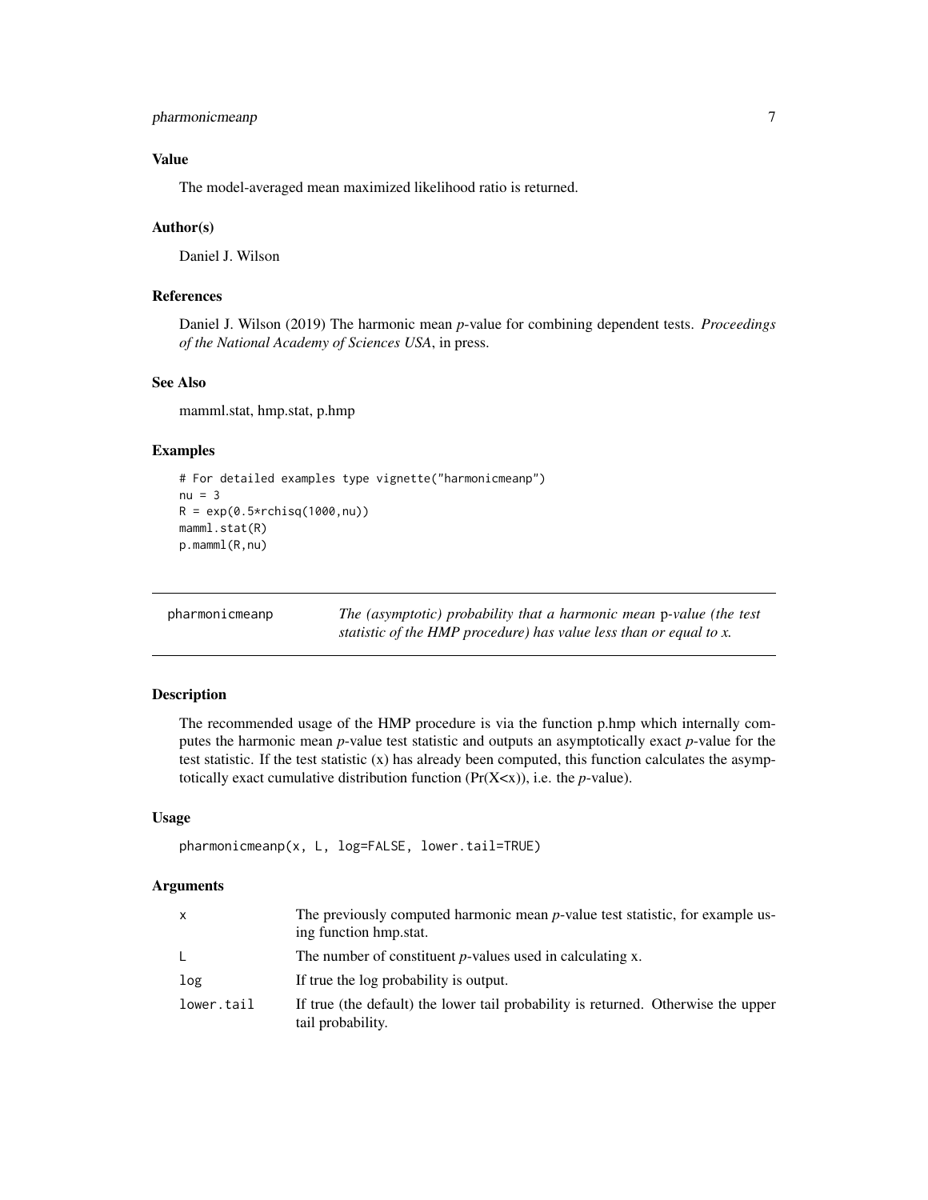## Value

The model-averaged mean maximized likelihood ratio is returned.

## Author(s)

Daniel J. Wilson

## References

Daniel J. Wilson (2019) The harmonic mean *p*-value for combining dependent tests. *Proceedings of the National Academy of Sciences USA*, in press.

## See Also

mamml.stat, hmp.stat, p.hmp

## Examples

```
# For detailed examples type vignette("harmonicmeanp")
nu = 3
R = exp(0.5*rchisq(1000,nu))
mamml.stat(R)
p.mamml(R,nu)
```

---

# pharmonicmeanp

*The (asymptotic) probability that a harmonic mean* p*-value (the test statistic of the HMP procedure) has value less than or equal to x.*

---

## Description

The recommended usage of the HMP procedure is via the function p.hmp which internally computes the harmonic mean *p*-value test statistic and outputs an asymptotically exact *p*-value for the test statistic. If the test statistic (x) has already been computed, this function calculates the asymptotically exact cumulative distribution function (Pr(X<x)), i.e. the *p*-value).

## Usage

```
pharmonicmeanp(x, L, log=FALSE, lower.tail=TRUE)
```

## Arguments

| | |
|---|---|
| x | The previously computed harmonic mean *p*-value test statistic, for example using function hmp.stat. |
| L | The number of constituent *p*-values used in calculating x. |
| log | If true the log probability is output. |
| lower.tail | If true (the default) the lower tail probability is returned. Otherwise the upper tail probability. |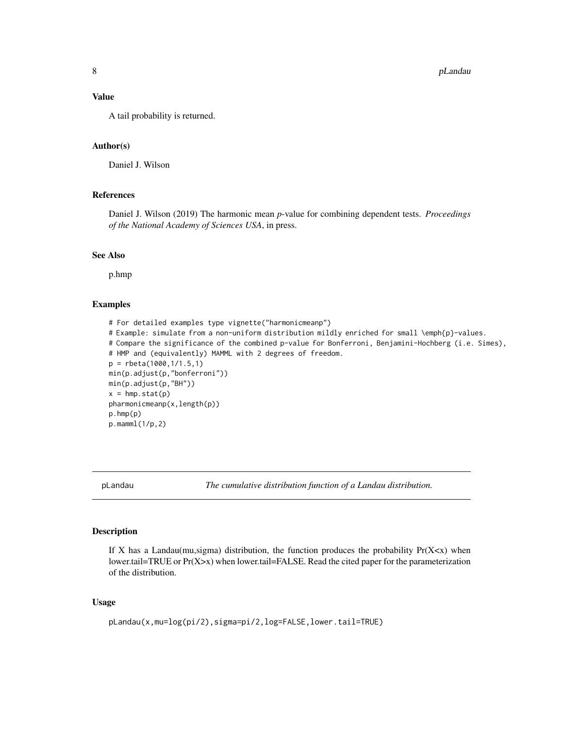### Value

A tail probability is returned.

### Author(s)

Daniel J. Wilson

### References

Daniel J. Wilson (2019) The harmonic mean *p*-value for combining dependent tests. *Proceedings of the National Academy of Sciences USA*, in press.

### See Also

p.hmp

### Examples

```
# For detailed examples type vignette("harmonicmeanp")
# Example: simulate from a non-uniform distribution mildly enriched for small \emph{p}-values.
# Compare the significance of the combined p-value for Bonferroni, Benjamini-Hochberg (i.e. Simes),
# HMP and (equivalently) MAMML with 2 degrees of freedom.
p = rbeta(1000,1/1.5,1)
min(p.adjust(p,"bonferroni"))
min(p.adjust(p,"BH"))
x = hmp.stat(p)
pharmonicmeanp(x,length(p))
p.hmp(p)
p.mamml(1/p,2)
```

---

## pLandau — *The cumulative distribution function of a Landau distribution.*

---

### Description

If X has a Landau(mu,sigma) distribution, the function produces the probability Pr(X<x) when lower.tail=TRUE or Pr(X>x) when lower.tail=FALSE. Read the cited paper for the parameterization of the distribution.

### Usage

```
pLandau(x,mu=log(pi/2),sigma=pi/2,log=FALSE,lower.tail=TRUE)
```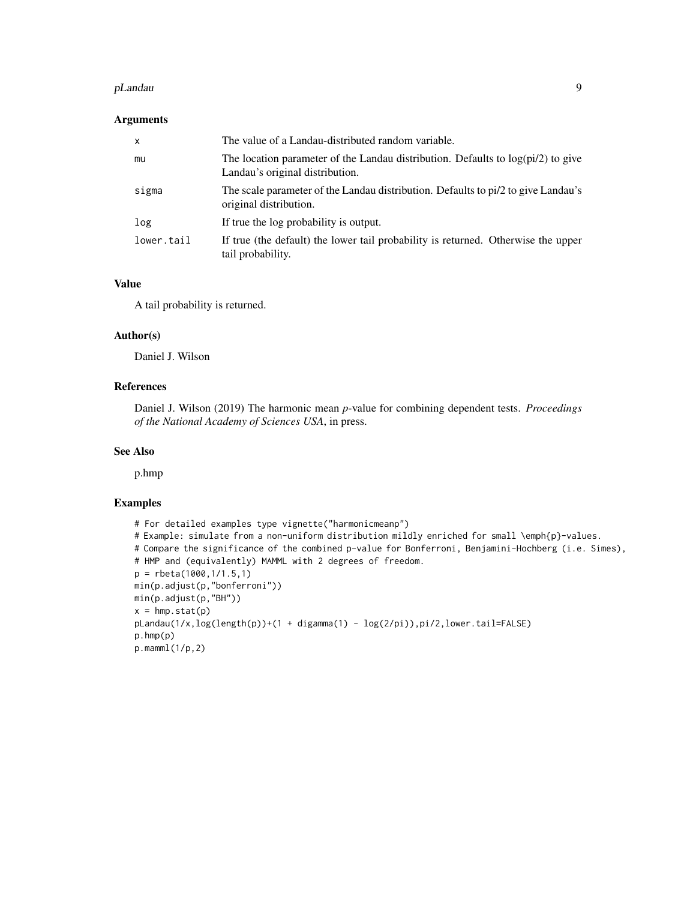### Arguments

| | |
|---|---|
| x | The value of a Landau-distributed random variable. |
| mu | The location parameter of the Landau distribution. Defaults to log(pi/2) to give Landau's original distribution. |
| sigma | The scale parameter of the Landau distribution. Defaults to pi/2 to give Landau's original distribution. |
| log | If true the log probability is output. |
| lower.tail | If true (the default) the lower tail probability is returned. Otherwise the upper tail probability. |

### Value

A tail probability is returned.

### Author(s)

Daniel J. Wilson

### References

Daniel J. Wilson (2019) The harmonic mean *p*-value for combining dependent tests. *Proceedings of the National Academy of Sciences USA*, in press.

### See Also

p.hmp

### Examples

```
# For detailed examples type vignette("harmonicmeanp")
# Example: simulate from a non-uniform distribution mildly enriched for small \emph{p}-values.
# Compare the significance of the combined p-value for Bonferroni, Benjamini-Hochberg (i.e. Simes),
# HMP and (equivalently) MAMML with 2 degrees of freedom.
p = rbeta(1000,1/1.5,1)
min(p.adjust(p,"bonferroni"))
min(p.adjust(p,"BH"))
x = hmp.stat(p)
pLandau(1/x,log(length(p))+(1 + digamma(1) - log(2/pi)),pi/2,lower.tail=FALSE)
p.hmp(p)
p.mamml(1/p,2)
```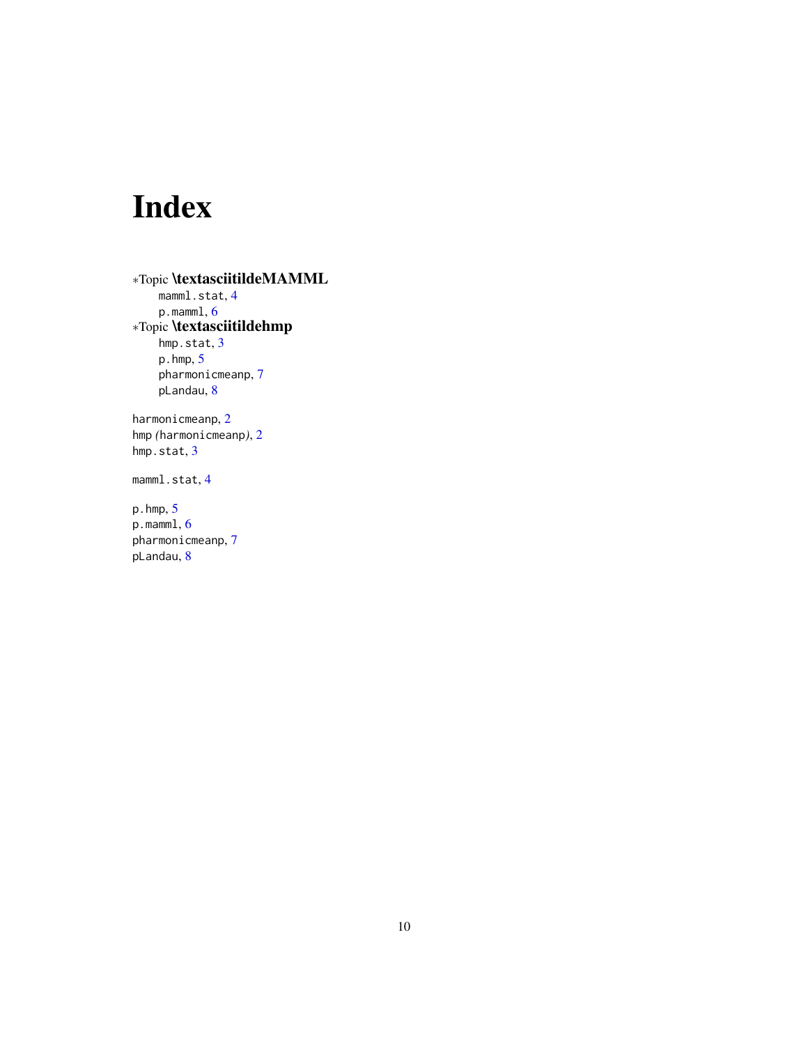# Index

∗Topic **\textasciitildeMAMML**
  mamml.stat, 4
  p.mamml, 6
∗Topic **\textasciitildehmp**
  hmp.stat, 3
  p.hmp, 5
  pharmonicmeanp, 7
  pLandau, 8

harmonicmeanp, 2
hmp *(*harmonicmeanp*)*, 2
hmp.stat, 3

mamml.stat, 4

p.hmp, 5
p.mamml, 6
pharmonicmeanp, 7
pLandau, 8